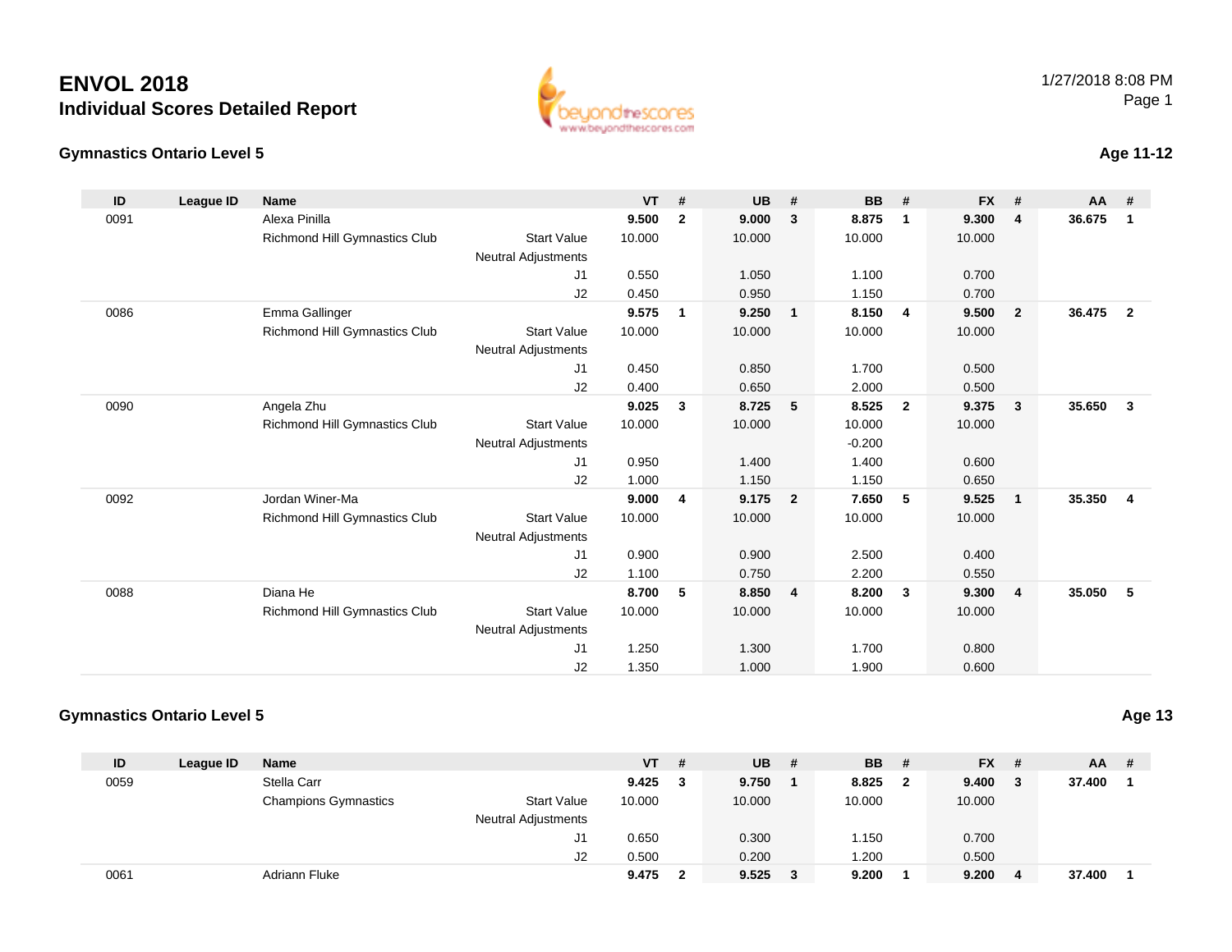# ENVOL 2018

## Individual Scores Detailed Report

1/27/2018 8:08 PM

### Gymnastics Ontario Level 5

Age 11-12

| ID | League ID | Name | | VT | # | UB | # | BB | # | FX | # | AA | # |
|---|---|---|---|---|---|---|---|---|---|---|---|---|---|
| 0091 | | Alexa Pinilla | | **9.500** | **2** | **9.000** | **3** | **8.875** | **1** | **9.300** | **4** | **36.675** | **1** |
| | | Richmond Hill Gymnastics Club | Start Value | 10.000 | | 10.000 | | 10.000 | | 10.000 | | | |
| | | | Neutral Adjustments | | | | | | | | | | |
| | | | J1 | 0.550 | | 1.050 | | 1.100 | | 0.700 | | | |
| | | | J2 | 0.450 | | 0.950 | | 1.150 | | 0.700 | | | |
| 0086 | | Emma Gallinger | | **9.575** | **1** | **9.250** | **1** | **8.150** | **4** | **9.500** | **2** | **36.475** | **2** |
| | | Richmond Hill Gymnastics Club | Start Value | 10.000 | | 10.000 | | 10.000 | | 10.000 | | | |
| | | | Neutral Adjustments | | | | | | | | | | |
| | | | J1 | 0.450 | | 0.850 | | 1.700 | | 0.500 | | | |
| | | | J2 | 0.400 | | 0.650 | | 2.000 | | 0.500 | | | |
| 0090 | | Angela Zhu | | **9.025** | **3** | **8.725** | **5** | **8.525** | **2** | **9.375** | **3** | **35.650** | **3** |
| | | Richmond Hill Gymnastics Club | Start Value | 10.000 | | 10.000 | | 10.000 | | 10.000 | | | |
| | | | Neutral Adjustments | | | | | -0.200 | | | | | |
| | | | J1 | 0.950 | | 1.400 | | 1.400 | | 0.600 | | | |
| | | | J2 | 1.000 | | 1.150 | | 1.150 | | 0.650 | | | |
| 0092 | | Jordan Winer-Ma | | **9.000** | **4** | **9.175** | **2** | **7.650** | **5** | **9.525** | **1** | **35.350** | **4** |
| | | Richmond Hill Gymnastics Club | Start Value | 10.000 | | 10.000 | | 10.000 | | 10.000 | | | |
| | | | Neutral Adjustments | | | | | | | | | | |
| | | | J1 | 0.900 | | 0.900 | | 2.500 | | 0.400 | | | |
| | | | J2 | 1.100 | | 0.750 | | 2.200 | | 0.550 | | | |
| 0088 | | Diana He | | **8.700** | **5** | **8.850** | **4** | **8.200** | **3** | **9.300** | **4** | **35.050** | **5** |
| | | Richmond Hill Gymnastics Club | Start Value | 10.000 | | 10.000 | | 10.000 | | 10.000 | | | |
| | | | Neutral Adjustments | | | | | | | | | | |
| | | | J1 | 1.250 | | 1.300 | | 1.700 | | 0.800 | | | |
| | | | J2 | 1.350 | | 1.000 | | 1.900 | | 0.600 | | | |

### Gymnastics Ontario Level 5

Age 13

| ID | League ID | Name | | VT | # | UB | # | BB | # | FX | # | AA | # |
|---|---|---|---|---|---|---|---|---|---|---|---|---|---|
| 0059 | | Stella Carr | | **9.425** | **3** | **9.750** | **1** | **8.825** | **2** | **9.400** | **3** | **37.400** | **1** |
| | | Champions Gymnastics | Start Value | 10.000 | | 10.000 | | 10.000 | | 10.000 | | | |
| | | | Neutral Adjustments | | | | | | | | | | |
| | | | J1 | 0.650 | | 0.300 | | 1.150 | | 0.700 | | | |
| | | | J2 | 0.500 | | 0.200 | | 1.200 | | 0.500 | | | |
| 0061 | | Adriann Fluke | | **9.475** | **2** | **9.525** | **3** | **9.200** | **1** | **9.200** | **4** | **37.400** | **1** |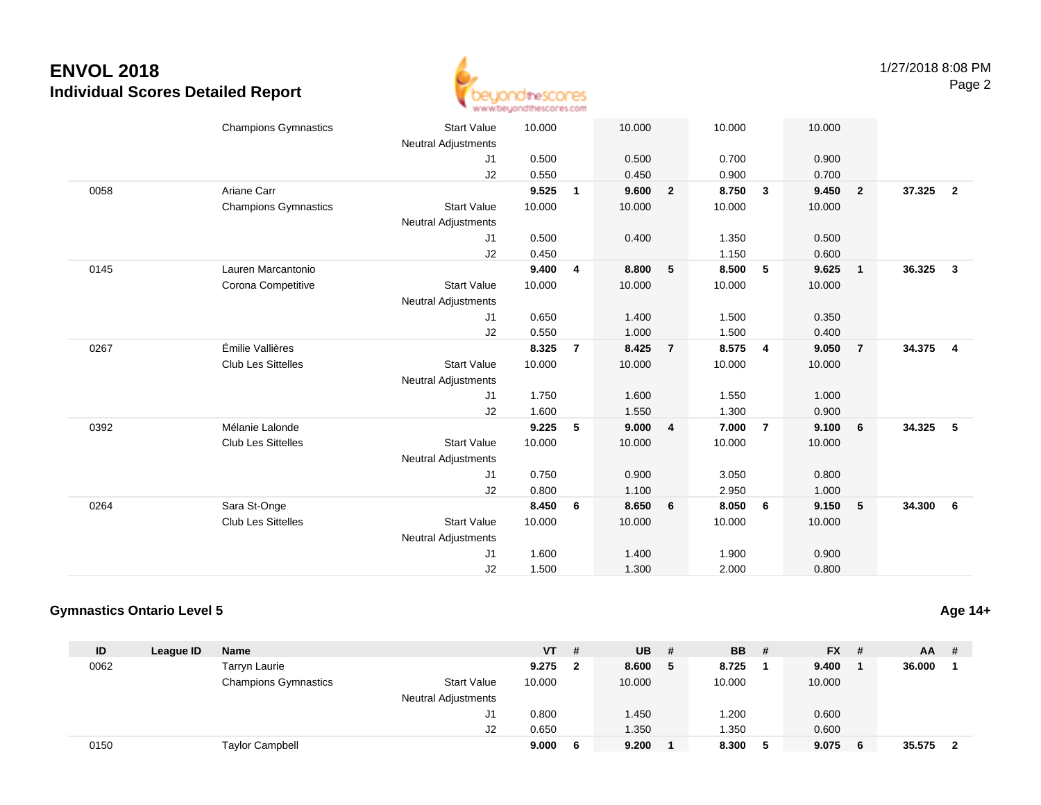# ENVOL 2018
## Individual Scores Detailed Report

| ID | League ID | Name | | VT | # | UB | # | BB | # | FX | # | AA | # |
|---|---|---|---|---|---|---|---|---|---|---|---|---|---|
| | | Champions Gymnastics | Start Value | 10.000 | | 10.000 | | 10.000 | | 10.000 | | | |
| | | | Neutral Adjustments | | | | | | | | | | |
| | | | J1 | 0.500 | | 0.500 | | 0.700 | | 0.900 | | | |
| | | | J2 | 0.550 | | 0.450 | | 0.900 | | 0.700 | | | |
| 0058 | | Ariane Carr | | **9.525** | **1** | **9.600** | **2** | **8.750** | **3** | **9.450** | **2** | **37.325** | **2** |
| | | Champions Gymnastics | Start Value | 10.000 | | 10.000 | | 10.000 | | 10.000 | | | |
| | | | Neutral Adjustments | | | | | | | | | | |
| | | | J1 | 0.500 | | 0.400 | | 1.350 | | 0.500 | | | |
| | | | J2 | 0.450 | | | | 1.150 | | 0.600 | | | |
| 0145 | | Lauren Marcantonio | | **9.400** | **4** | **8.800** | **5** | **8.500** | **5** | **9.625** | **1** | **36.325** | **3** |
| | | Corona Competitive | Start Value | 10.000 | | 10.000 | | 10.000 | | 10.000 | | | |
| | | | Neutral Adjustments | | | | | | | | | | |
| | | | J1 | 0.650 | | 1.400 | | 1.500 | | 0.350 | | | |
| | | | J2 | 0.550 | | 1.000 | | 1.500 | | 0.400 | | | |
| 0267 | | Émilie Vallières | | **8.325** | **7** | **8.425** | **7** | **8.575** | **4** | **9.050** | **7** | **34.375** | **4** |
| | | Club Les Sittelles | Start Value | 10.000 | | 10.000 | | 10.000 | | 10.000 | | | |
| | | | Neutral Adjustments | | | | | | | | | | |
| | | | J1 | 1.750 | | 1.600 | | 1.550 | | 1.000 | | | |
| | | | J2 | 1.600 | | 1.550 | | 1.300 | | 0.900 | | | |
| 0392 | | Mélanie Lalonde | | **9.225** | **5** | **9.000** | **4** | **7.000** | **7** | **9.100** | **6** | **34.325** | **5** |
| | | Club Les Sittelles | Start Value | 10.000 | | 10.000 | | 10.000 | | 10.000 | | | |
| | | | Neutral Adjustments | | | | | | | | | | |
| | | | J1 | 0.750 | | 0.900 | | 3.050 | | 0.800 | | | |
| | | | J2 | 0.800 | | 1.100 | | 2.950 | | 1.000 | | | |
| 0264 | | Sara St-Onge | | **8.450** | **6** | **8.650** | **6** | **8.050** | **6** | **9.150** | **5** | **34.300** | **6** |
| | | Club Les Sittelles | Start Value | 10.000 | | 10.000 | | 10.000 | | 10.000 | | | |
| | | | Neutral Adjustments | | | | | | | | | | |
| | | | J1 | 1.600 | | 1.400 | | 1.900 | | 0.900 | | | |
| | | | J2 | 1.500 | | 1.300 | | 2.000 | | 0.800 | | | |

### Gymnastics Ontario Level 5

**Age 14+**

| ID | League ID | Name | | VT | # | UB | # | BB | # | FX | # | AA | # |
|---|---|---|---|---|---|---|---|---|---|---|---|---|---|
| 0062 | | Tarryn Laurie | | **9.275** | **2** | **8.600** | **5** | **8.725** | **1** | **9.400** | **1** | **36.000** | **1** |
| | | Champions Gymnastics | Start Value | 10.000 | | 10.000 | | 10.000 | | 10.000 | | | |
| | | | Neutral Adjustments | | | | | | | | | | |
| | | | J1 | 0.800 | | 1.450 | | 1.200 | | 0.600 | | | |
| | | | J2 | 0.650 | | 1.350 | | 1.350 | | 0.600 | | | |
| 0150 | | Taylor Campbell | | **9.000** | **6** | **9.200** | **1** | **8.300** | **5** | **9.075** | **6** | **35.575** | **2** |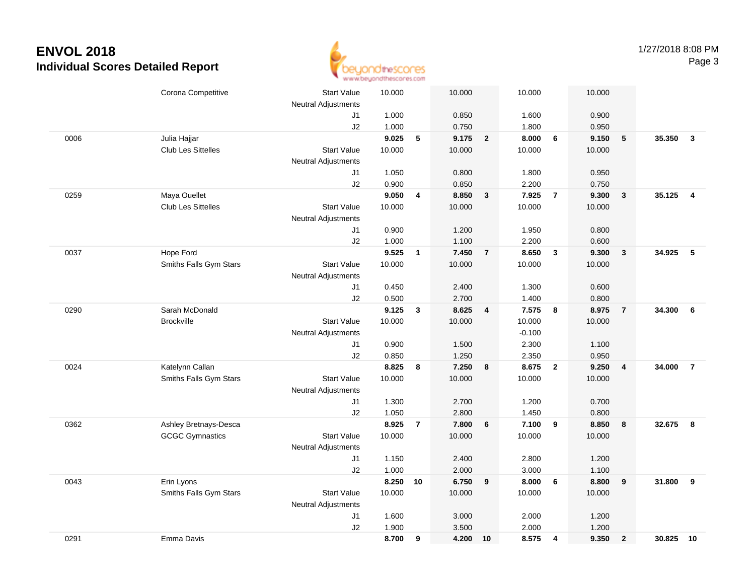# ENVOL 2018

## Individual Scores Detailed Report

1/27/2018 8:08 PM

| ID | Name / Club | | Score | Rank | Score | Rank | Score | Rank | Score | Rank | AA | Rank |
|---|---|---|---|---|---|---|---|---|---|---|---|---|
| | Corona Competitive | Start Value | 10.000 | | 10.000 | | 10.000 | | 10.000 | | | |
| | | Neutral Adjustments | | | | | | | | | | |
| | | J1 | 1.000 | | 0.850 | | 1.600 | | 0.900 | | | |
| | | J2 | 1.000 | | 0.750 | | 1.800 | | 0.950 | | | |
| 0006 | Julia Hajjar | | **9.025** | **5** | **9.175** | **2** | **8.000** | **6** | **9.150** | **5** | **35.350** | **3** |
| | Club Les Sittelles | Start Value | 10.000 | | 10.000 | | 10.000 | | 10.000 | | | |
| | | Neutral Adjustments | | | | | | | | | | |
| | | J1 | 1.050 | | 0.800 | | 1.800 | | 0.950 | | | |
| | | J2 | 0.900 | | 0.850 | | 2.200 | | 0.750 | | | |
| 0259 | Maya Ouellet | | **9.050** | **4** | **8.850** | **3** | **7.925** | **7** | **9.300** | **3** | **35.125** | **4** |
| | Club Les Sittelles | Start Value | 10.000 | | 10.000 | | 10.000 | | 10.000 | | | |
| | | Neutral Adjustments | | | | | | | | | | |
| | | J1 | 0.900 | | 1.200 | | 1.950 | | 0.800 | | | |
| | | J2 | 1.000 | | 1.100 | | 2.200 | | 0.600 | | | |
| 0037 | Hope Ford | | **9.525** | **1** | **7.450** | **7** | **8.650** | **3** | **9.300** | **3** | **34.925** | **5** |
| | Smiths Falls Gym Stars | Start Value | 10.000 | | 10.000 | | 10.000 | | 10.000 | | | |
| | | Neutral Adjustments | | | | | | | | | | |
| | | J1 | 0.450 | | 2.400 | | 1.300 | | 0.600 | | | |
| | | J2 | 0.500 | | 2.700 | | 1.400 | | 0.800 | | | |
| 0290 | Sarah McDonald | | **9.125** | **3** | **8.625** | **4** | **7.575** | **8** | **8.975** | **7** | **34.300** | **6** |
| | Brockville | Start Value | 10.000 | | 10.000 | | 10.000 | | 10.000 | | | |
| | | Neutral Adjustments | | | | | -0.100 | | | | | |
| | | J1 | 0.900 | | 1.500 | | 2.300 | | 1.100 | | | |
| | | J2 | 0.850 | | 1.250 | | 2.350 | | 0.950 | | | |
| 0024 | Katelynn Callan | | **8.825** | **8** | **7.250** | **8** | **8.675** | **2** | **9.250** | **4** | **34.000** | **7** |
| | Smiths Falls Gym Stars | Start Value | 10.000 | | 10.000 | | 10.000 | | 10.000 | | | |
| | | Neutral Adjustments | | | | | | | | | | |
| | | J1 | 1.300 | | 2.700 | | 1.200 | | 0.700 | | | |
| | | J2 | 1.050 | | 2.800 | | 1.450 | | 0.800 | | | |
| 0362 | Ashley Bretnays-Desca | | **8.925** | **7** | **7.800** | **6** | **7.100** | **9** | **8.850** | **8** | **32.675** | **8** |
| | GCGC Gymnastics | Start Value | 10.000 | | 10.000 | | 10.000 | | 10.000 | | | |
| | | Neutral Adjustments | | | | | | | | | | |
| | | J1 | 1.150 | | 2.400 | | 2.800 | | 1.200 | | | |
| | | J2 | 1.000 | | 2.000 | | 3.000 | | 1.100 | | | |
| 0043 | Erin Lyons | | **8.250** | **10** | **6.750** | **9** | **8.000** | **6** | **8.800** | **9** | **31.800** | **9** |
| | Smiths Falls Gym Stars | Start Value | 10.000 | | 10.000 | | 10.000 | | 10.000 | | | |
| | | Neutral Adjustments | | | | | | | | | | |
| | | J1 | 1.600 | | 3.000 | | 2.000 | | 1.200 | | | |
| | | J2 | 1.900 | | 3.500 | | 2.000 | | 1.200 | | | |
| 0291 | Emma Davis | | **8.700** | **9** | **4.200** | **10** | **8.575** | **4** | **9.350** | **2** | **30.825** | **10** |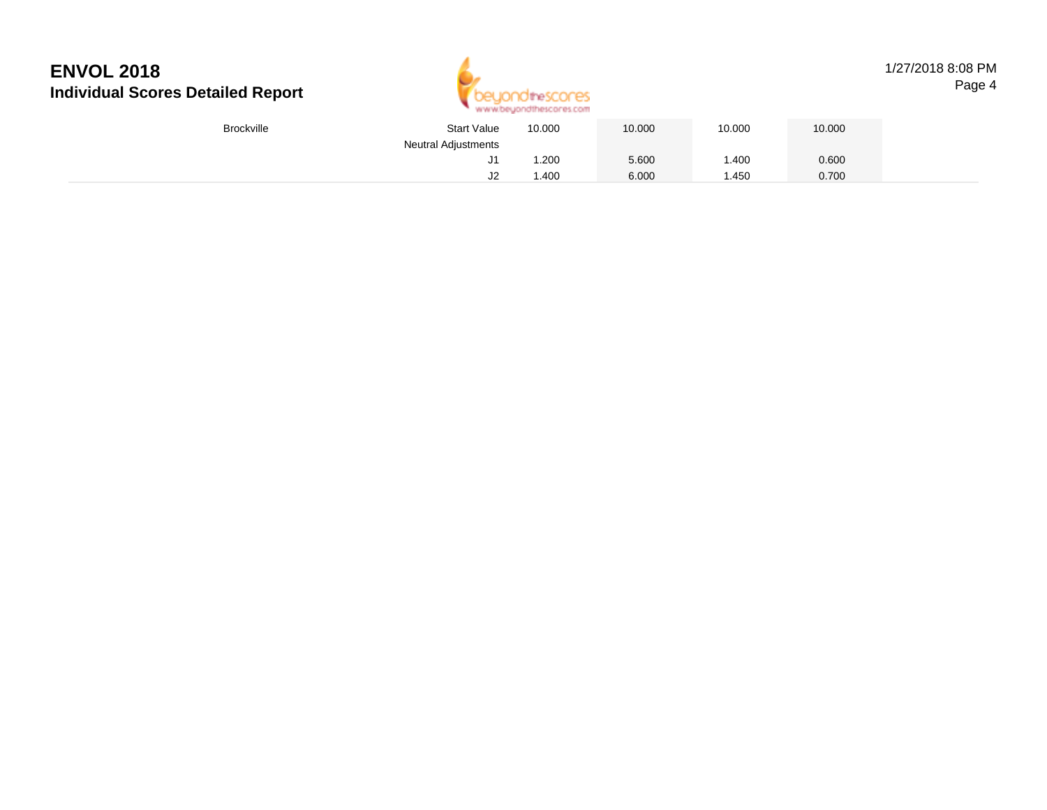# ENVOL 2018

## Individual Scores Detailed Report

1/27/2018 8:08 PM

| | | | | | |
|---|---|---|---|---|---|
| Brockville | Start Value | 10.000 | 10.000 | 10.000 | 10.000 |
| | Neutral Adjustments | | | | |
| | J1 | 1.200 | 5.600 | 1.400 | 0.600 |
| | J2 | 1.400 | 6.000 | 1.450 | 0.700 |